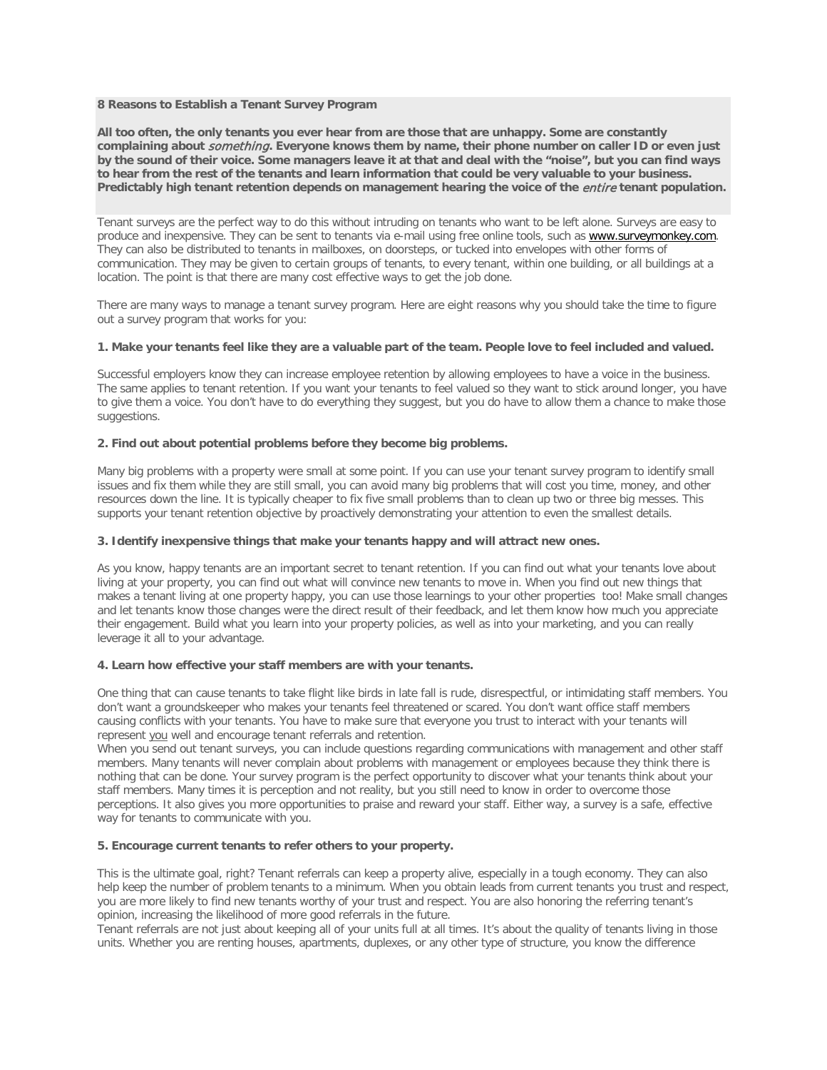**8 Reasons to Establish a Tenant Survey Program**

**All too often, the only tenants you ever hear from are those that are unhappy. Some are constantly complaining about *something*. Everyone knows them by name, their phone number on caller ID or even just by the sound of their voice. Some managers leave it at that and deal with the "noise", but you can find ways to hear from the rest of the tenants and learn information that could be very valuable to your business. Predictably high tenant retention depends on management hearing the voice of the *entire* tenant population.**

Tenant surveys are the perfect way to do this without intruding on tenants who want to be left alone. Surveys are easy to produce and inexpensive. They can be sent to tenants via e-mail using free online tools, such as www.surveymonkey.com. They can also be distributed to tenants in mailboxes, on doorsteps, or tucked into envelopes with other forms of communication. They may be given to certain groups of tenants, to every tenant, within one building, or all buildings at a location. The point is that there are many cost effective ways to get the job done.

There are many ways to manage a tenant survey program. Here are eight reasons why you should take the time to figure out a survey program that works for you:

**1. Make your tenants feel like they are a valuable part of the team. People love to feel included and valued.**

Successful employers know they can increase employee retention by allowing employees to have a voice in the business. The same applies to tenant retention. If you want your tenants to feel valued so they want to stick around longer, you have to give them a voice. You don't have to do everything they suggest, but you do have to allow them a chance to make those suggestions.

**2. Find out about potential problems before they become big problems.**

Many big problems with a property were small at some point. If you can use your tenant survey program to identify small issues and fix them while they are still small, you can avoid many big problems that will cost you time, money, and other resources down the line. It is typically cheaper to fix five small problems than to clean up two or three big messes. This supports your tenant retention objective by proactively demonstrating your attention to even the smallest details.

**3. Identify inexpensive things that make your tenants happy and will attract new ones.**

As you know, happy tenants are an important secret to tenant retention. If you can find out what your tenants love about living at your property, you can find out what will convince new tenants to move in. When you find out new things that makes a tenant living at one property happy, you can use those learnings to your other properties too! Make small changes and let tenants know those changes were the direct result of their feedback, and let them know how much you appreciate their engagement. Build what you learn into your property policies, as well as into your marketing, and you can really leverage it all to your advantage.

**4. Learn how effective your staff members are with your tenants.**

One thing that can cause tenants to take flight like birds in late fall is rude, disrespectful, or intimidating staff members. You don't want a groundskeeper who makes your tenants feel threatened or scared. You don't want office staff members causing conflicts with your tenants. You have to make sure that everyone you trust to interact with your tenants will represent you well and encourage tenant referrals and retention.

When you send out tenant surveys, you can include questions regarding communications with management and other staff members. Many tenants will never complain about problems with management or employees because they think there is nothing that can be done. Your survey program is the perfect opportunity to discover what your tenants think about your staff members. Many times it is perception and not reality, but you still need to know in order to overcome those perceptions. It also gives you more opportunities to praise and reward your staff. Either way, a survey is a safe, effective way for tenants to communicate with you.

**5. Encourage current tenants to refer others to your property.**

This is the ultimate goal, right? Tenant referrals can keep a property alive, especially in a tough economy. They can also help keep the number of problem tenants to a minimum. When you obtain leads from current tenants you trust and respect, you are more likely to find new tenants worthy of your trust and respect. You are also honoring the referring tenant's opinion, increasing the likelihood of more good referrals in the future.

Tenant referrals are not just about keeping all of your units full at all times. It's about the quality of tenants living in those units. Whether you are renting houses, apartments, duplexes, or any other type of structure, you know the difference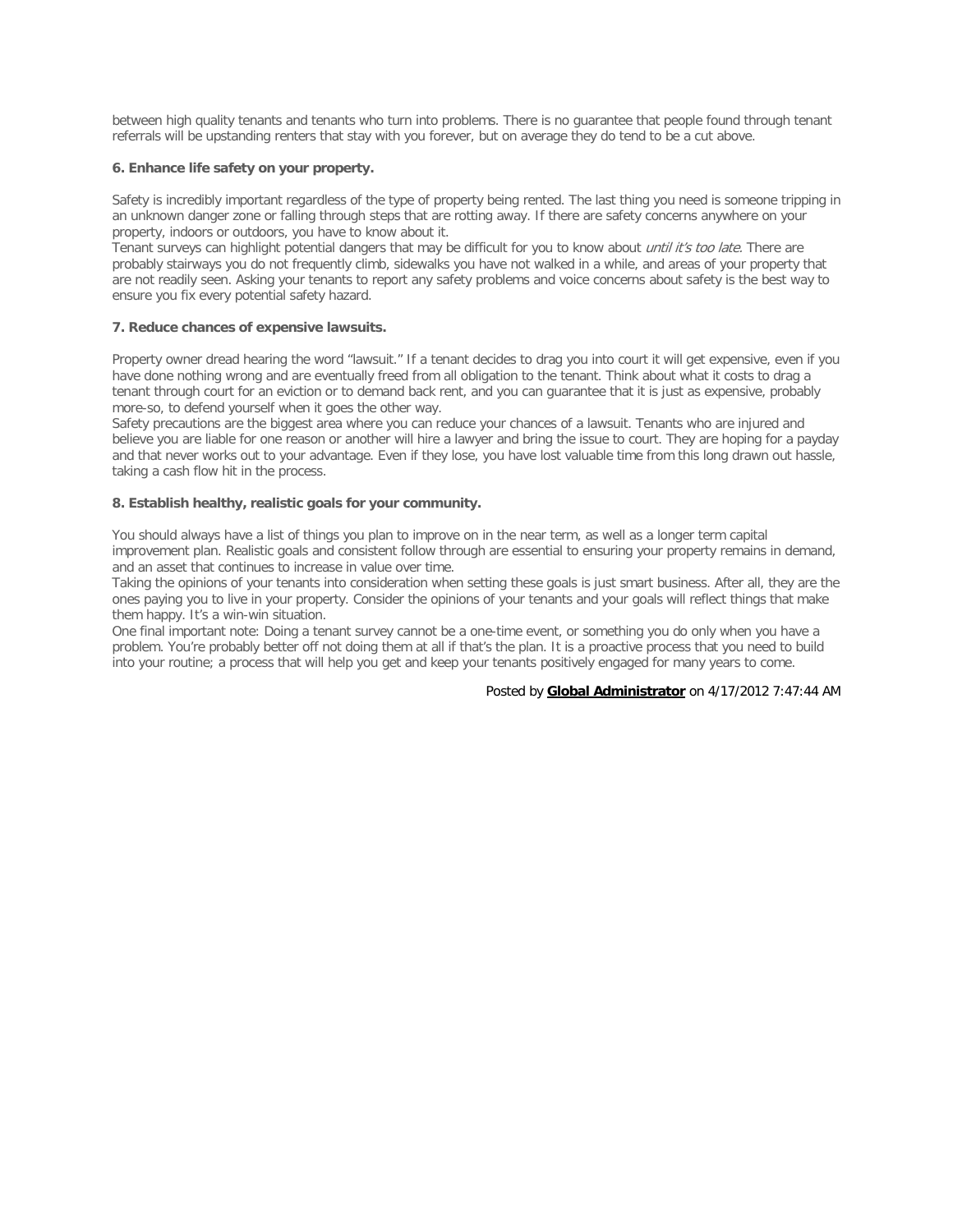between high quality tenants and tenants who turn into problems. There is no guarantee that people found through tenant referrals will be upstanding renters that stay with you forever, but on average they do tend to be a cut above.

**6. Enhance life safety on your property.**

Safety is incredibly important regardless of the type of property being rented. The last thing you need is someone tripping in an unknown danger zone or falling through steps that are rotting away. If there are safety concerns anywhere on your property, indoors or outdoors, you have to know about it.
Tenant surveys can highlight potential dangers that may be difficult for you to know about *until it's too late*. There are probably stairways you do not frequently climb, sidewalks you have not walked in a while, and areas of your property that are not readily seen. Asking your tenants to report any safety problems and voice concerns about safety is the best way to ensure you fix every potential safety hazard.

**7. Reduce chances of expensive lawsuits.**

Property owner dread hearing the word "lawsuit." If a tenant decides to drag you into court it will get expensive, even if you have done nothing wrong and are eventually freed from all obligation to the tenant. Think about what it costs to drag a tenant through court for an eviction or to demand back rent, and you can guarantee that it is just as expensive, probably more-so, to defend yourself when it goes the other way.
Safety precautions are the biggest area where you can reduce your chances of a lawsuit. Tenants who are injured and believe you are liable for one reason or another will hire a lawyer and bring the issue to court. They are hoping for a payday and that never works out to your advantage. Even if they lose, you have lost valuable time from this long drawn out hassle, taking a cash flow hit in the process.

**8. Establish healthy, realistic goals for your community.**

You should always have a list of things you plan to improve on in the near term, as well as a longer term capital improvement plan. Realistic goals and consistent follow through are essential to ensuring your property remains in demand, and an asset that continues to increase in value over time.
Taking the opinions of your tenants into consideration when setting these goals is just smart business. After all, they are the ones paying you to live in your property. Consider the opinions of your tenants and your goals will reflect things that make them happy. It's a win-win situation.
One final important note: Doing a tenant survey cannot be a one-time event, or something you do only when you have a problem. You're probably better off not doing them at all if that's the plan. It is a proactive process that you need to build into your routine; a process that will help you get and keep your tenants positively engaged for many years to come.

Posted by **Global Administrator** on 4/17/2012 7:47:44 AM